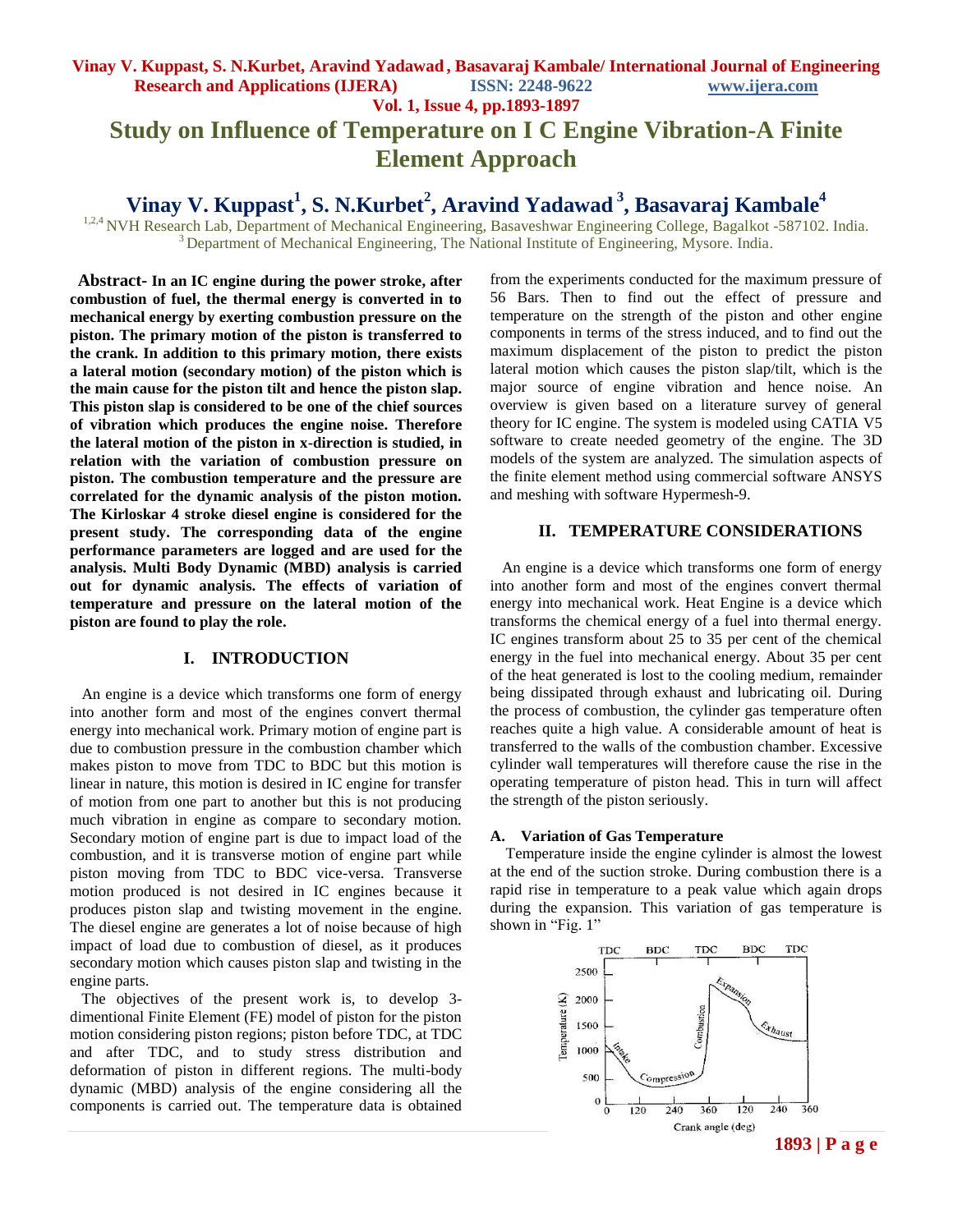# Study on Influence of Temperature on I C Engine Vibration-A Finite Element Approach

## Vinay V. Kuppast[1], S. N.Kurbet[2], Aravind Yadawad[3], Basavaraj Kambale[4]

[1,2,4] NVH Research Lab, Department of Mechanical Engineering, Basaveshwar Engineering College, Bagalkot -587102. India.
[3] Department of Mechanical Engineering, The National Institute of Engineering, Mysore. India.

**Abstract- In an IC engine during the power stroke, after combustion of fuel, the thermal energy is converted in to mechanical energy by exerting combustion pressure on the piston. The primary motion of the piston is transferred to the crank. In addition to this primary motion, there exists a lateral motion (secondary motion) of the piston which is the main cause for the piston tilt and hence the piston slap. This piston slap is considered to be one of the chief sources of vibration which produces the engine noise. Therefore the lateral motion of the piston in x-direction is studied, in relation with the variation of combustion pressure on piston. The combustion temperature and the pressure are correlated for the dynamic analysis of the piston motion. The Kirloskar 4 stroke diesel engine is considered for the present study. The corresponding data of the engine performance parameters are logged and are used for the analysis. Multi Body Dynamic (MBD) analysis is carried out for dynamic analysis. The effects of variation of temperature and pressure on the lateral motion of the piston are found to play the role.**

## I. INTRODUCTION

An engine is a device which transforms one form of energy into another form and most of the engines convert thermal energy into mechanical work. Primary motion of engine part is due to combustion pressure in the combustion chamber which makes piston to move from TDC to BDC but this motion is linear in nature, this motion is desired in IC engine for transfer of motion from one part to another but this is not producing much vibration in engine as compare to secondary motion. Secondary motion of engine part is due to impact load of the combustion, and it is transverse motion of engine part while piston moving from TDC to BDC vice-versa. Transverse motion produced is not desired in IC engines because it produces piston slap and twisting movement in the engine. The diesel engine are generates a lot of noise because of high impact of load due to combustion of diesel, as it produces secondary motion which causes piston slap and twisting in the engine parts.

The objectives of the present work is, to develop 3-dimentional Finite Element (FE) model of piston for the piston motion considering piston regions; piston before TDC, at TDC and after TDC, and to study stress distribution and deformation of piston in different regions. The multi-body dynamic (MBD) analysis of the engine considering all the components is carried out. The temperature data is obtained from the experiments conducted for the maximum pressure of 56 Bars. Then to find out the effect of pressure and temperature on the strength of the piston and other engine components in terms of the stress induced, and to find out the maximum displacement of the piston to predict the piston lateral motion which causes the piston slap/tilt, which is the major source of engine vibration and hence noise. An overview is given based on a literature survey of general theory for IC engine. The system is modeled using CATIA V5 software to create needed geometry of the engine. The 3D models of the system are analyzed. The simulation aspects of the finite element method using commercial software ANSYS and meshing with software Hypermesh-9.

## II. TEMPERATURE CONSIDERATIONS

An engine is a device which transforms one form of energy into another form and most of the engines convert thermal energy into mechanical work. Heat Engine is a device which transforms the chemical energy of a fuel into thermal energy. IC engines transform about 25 to 35 per cent of the chemical energy in the fuel into mechanical energy. About 35 per cent of the heat generated is lost to the cooling medium, remainder being dissipated through exhaust and lubricating oil. During the process of combustion, the cylinder gas temperature often reaches quite a high value. A considerable amount of heat is transferred to the walls of the combustion chamber. Excessive cylinder wall temperatures will therefore cause the rise in the operating temperature of piston head. This in turn will affect the strength of the piston seriously.

### A. Variation of Gas Temperature

Temperature inside the engine cylinder is almost the lowest at the end of the suction stroke. During combustion there is a rapid rise in temperature to a peak value which again drops during the expansion. This variation of gas temperature is shown in "Fig. 1"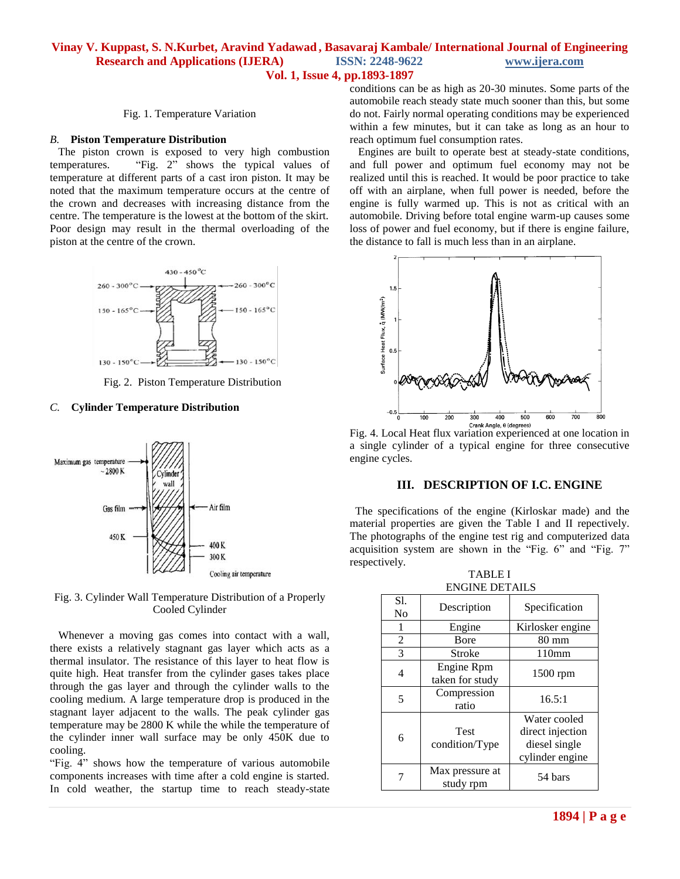Fig. 1. Temperature Variation

### *B.* Piston Temperature Distribution

The piston crown is exposed to very high combustion temperatures. "Fig. 2" shows the typical values of temperature at different parts of a cast iron piston. It may be noted that the maximum temperature occurs at the centre of the crown and decreases with increasing distance from the centre. The temperature is the lowest at the bottom of the skirt. Poor design may result in the thermal overloading of the piston at the centre of the crown.

Fig. 2. Piston Temperature Distribution

### *C.* Cylinder Temperature Distribution

Fig. 3. Cylinder Wall Temperature Distribution of a Properly Cooled Cylinder

Whenever a moving gas comes into contact with a wall, there exists a relatively stagnant gas layer which acts as a thermal insulator. The resistance of this layer to heat flow is quite high. Heat transfer from the cylinder gases takes place through the gas layer and through the cylinder walls to the cooling medium. A large temperature drop is produced in the stagnant layer adjacent to the walls. The peak cylinder gas temperature may be 2800 K while the while the temperature of the cylinder inner wall surface may be only 450K due to cooling.

"Fig. 4" shows how the temperature of various automobile components increases with time after a cold engine is started. In cold weather, the startup time to reach steady-state conditions can be as high as 20-30 minutes. Some parts of the automobile reach steady state much sooner than this, but some do not. Fairly normal operating conditions may be experienced within a few minutes, but it can take as long as an hour to reach optimum fuel consumption rates.

Engines are built to operate best at steady-state conditions, and full power and optimum fuel economy may not be realized until this is reached. It would be poor practice to take off with an airplane, when full power is needed, before the engine is fully warmed up. This is not as critical with an automobile. Driving before total engine warm-up causes some loss of power and fuel economy, but if there is engine failure, the distance to fall is much less than in an airplane.

Fig. 4. Local Heat flux variation experienced at one location in a single cylinder of a typical engine for three consecutive engine cycles.

## III. DESCRIPTION OF I.C. ENGINE

The specifications of the engine (Kirloskar made) and the material properties are given the Table I and II repectively. The photographs of the engine test rig and computerized data acquisition system are shown in the "Fig. 6" and "Fig. 7" respectively.

TABLE I
ENGINE DETAILS

| Sl. No | Description | Specification |
|---|---|---|
| 1 | Engine | Kirlosker engine |
| 2 | Bore | 80 mm |
| 3 | Stroke | 110mm |
| 4 | Engine Rpm taken for study | 1500 rpm |
| 5 | Compression ratio | 16.5:1 |
| 6 | Test condition/Type | Water cooled direct injection diesel single cylinder engine |
| 7 | Max pressure at study rpm | 54 bars |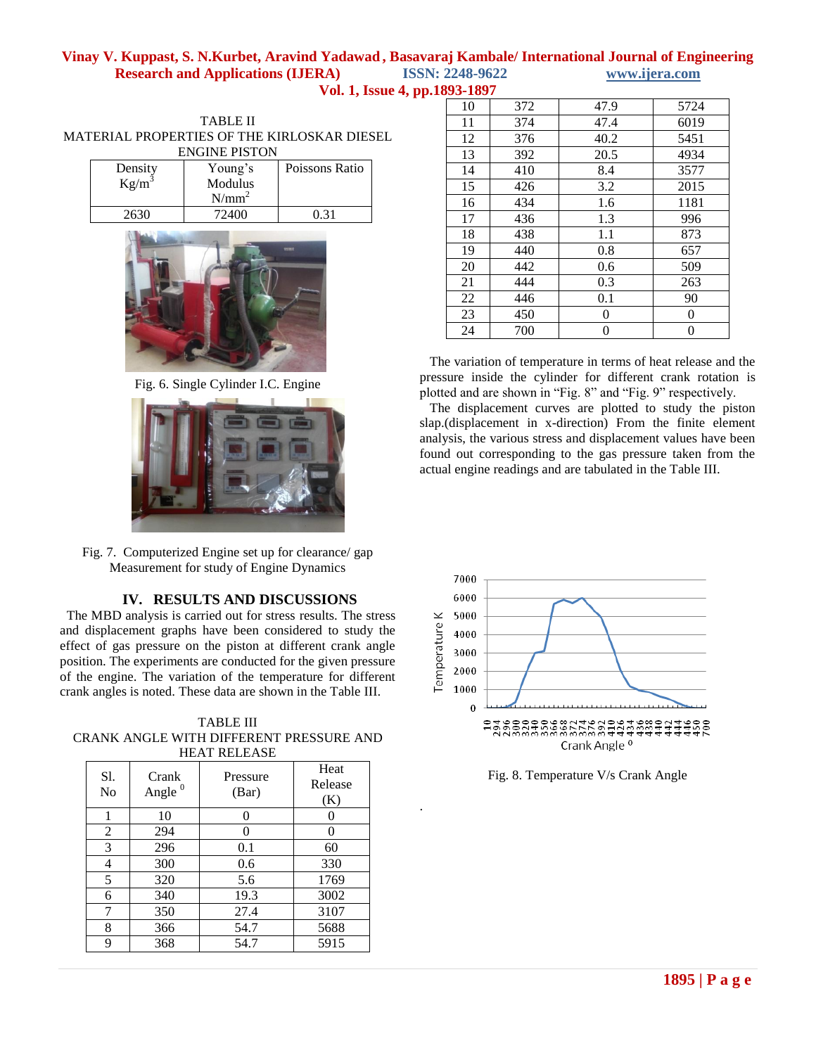TABLE II
MATERIAL PROPERTIES OF THE KIRLOSKAR DIESEL ENGINE PISTON

| Density Kg/m$^3$ | Young's Modulus N/mm$^2$ | Poissons Ratio |
|---|---|---|
| 2630 | 72400 | 0.31 |

Fig. 6. Single Cylinder I.C. Engine

Fig. 7. Computerized Engine set up for clearance/ gap Measurement for study of Engine Dynamics

## IV. RESULTS AND DISCUSSIONS

The MBD analysis is carried out for stress results. The stress and displacement graphs have been considered to study the effect of gas pressure on the piston at different crank angle position. The experiments are conducted for the given pressure of the engine. The variation of the temperature for different crank angles is noted. These data are shown in the Table III.

TABLE III
CRANK ANGLE WITH DIFFERENT PRESSURE AND HEAT RELEASE

| Sl. No | Crank Angle $^0$ | Pressure (Bar) | Heat Release (K) |
|---|---|---|---|
| 1 | 10 | 0 | 0 |
| 2 | 294 | 0 | 0 |
| 3 | 296 | 0.1 | 60 |
| 4 | 300 | 0.6 | 330 |
| 5 | 320 | 5.6 | 1769 |
| 6 | 340 | 19.3 | 3002 |
| 7 | 350 | 27.4 | 3107 |
| 8 | 366 | 54.7 | 5688 |
| 9 | 368 | 54.7 | 5915 |
| 10 | 372 | 47.9 | 5724 |
| 11 | 374 | 47.4 | 6019 |
| 12 | 376 | 40.2 | 5451 |
| 13 | 392 | 20.5 | 4934 |
| 14 | 410 | 8.4 | 3577 |
| 15 | 426 | 3.2 | 2015 |
| 16 | 434 | 1.6 | 1181 |
| 17 | 436 | 1.3 | 996 |
| 18 | 438 | 1.1 | 873 |
| 19 | 440 | 0.8 | 657 |
| 20 | 442 | 0.6 | 509 |
| 21 | 444 | 0.3 | 263 |
| 22 | 446 | 0.1 | 90 |
| 23 | 450 | 0 | 0 |
| 24 | 700 | 0 | 0 |

The variation of temperature in terms of heat release and the pressure inside the cylinder for different crank rotation is plotted and are shown in "Fig. 8" and "Fig. 9" respectively.

The displacement curves are plotted to study the piston slap.(displacement in x-direction) From the finite element analysis, the various stress and displacement values have been found out corresponding to the gas pressure taken from the actual engine readings and are tabulated in the Table III.

Fig. 8. Temperature V/s Crank Angle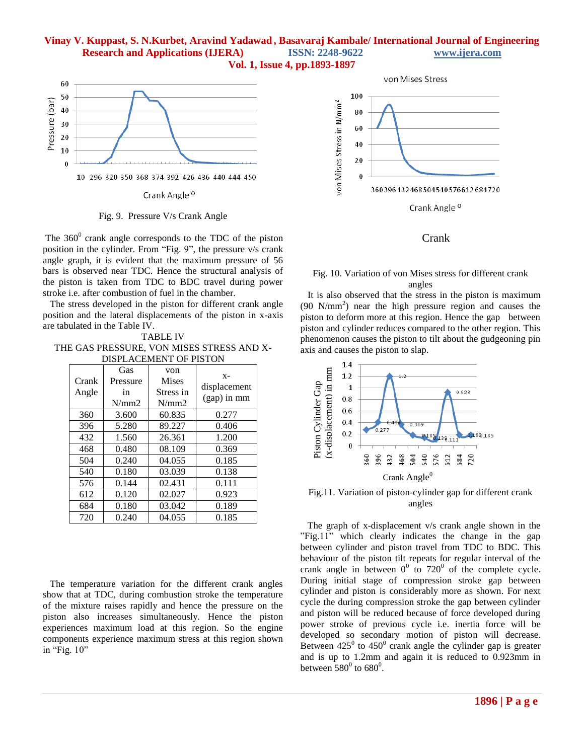Fig. 9. Pressure V/s Crank Angle

The $360^0$ crank angle corresponds to the TDC of the piston position in the cylinder. From "Fig. 9", the pressure v/s crank angle graph, it is evident that the maximum pressure of 56 bars is observed near TDC. Hence the structural analysis of the piston is taken from TDC to BDC travel during power stroke i.e. after combustion of fuel in the chamber.

The stress developed in the piston for different crank angle position and the lateral displacements of the piston in x-axis are tabulated in the Table IV.

TABLE IV
THE GAS PRESSURE, VON MISES STRESS AND X-DISPLACEMENT OF PISTON

| Crank Angle | Gas Pressure in N/mm2 | von Mises Stress in N/mm2 | x-displacement (gap) in mm |
|---|---|---|---|
| 360 | 3.600 | 60.835 | 0.277 |
| 396 | 5.280 | 89.227 | 0.406 |
| 432 | 1.560 | 26.361 | 1.200 |
| 468 | 0.480 | 08.109 | 0.369 |
| 504 | 0.240 | 04.055 | 0.185 |
| 540 | 0.180 | 03.039 | 0.138 |
| 576 | 0.144 | 02.431 | 0.111 |
| 612 | 0.120 | 02.027 | 0.923 |
| 684 | 0.180 | 03.042 | 0.189 |
| 720 | 0.240 | 04.055 | 0.185 |

The temperature variation for the different crank angles show that at TDC, during combustion stroke the temperature of the mixture raises rapidly and hence the pressure on the piston also increases simultaneously. Hence the piston experiences maximum load at this region. So the engine components experience maximum stress at this region shown in "Fig. 10"

Crank

Fig. 10. Variation of von Mises stress for different crank angles

It is also observed that the stress in the piston is maximum (90 $N/mm^2$) near the high pressure region and causes the piston to deform more at this region. Hence the gap between piston and cylinder reduces compared to the other region. This phenomenon causes the piston to tilt about the gudgeoning pin axis and causes the piston to slap.

Fig.11. Variation of piston-cylinder gap for different crank angles

The graph of x-displacement v/s crank angle shown in the "Fig.11" which clearly indicates the change in the gap between cylinder and piston travel from TDC to BDC. This behaviour of the piston tilt repeats for regular interval of the crank angle in between $0^0$ to $720^0$ of the complete cycle. During initial stage of compression stroke gap between cylinder and piston is considerably more as shown. For next cycle the during compression stroke the gap between cylinder and piston will be reduced because of force developed during power stroke of previous cycle i.e. inertia force will be developed so secondary motion of piston will decrease. Between $425^0$ to $450^0$ crank angle the cylinder gap is greater and is up to 1.2mm and again it is reduced to 0.923mm in between $580^0$ to $680^0$.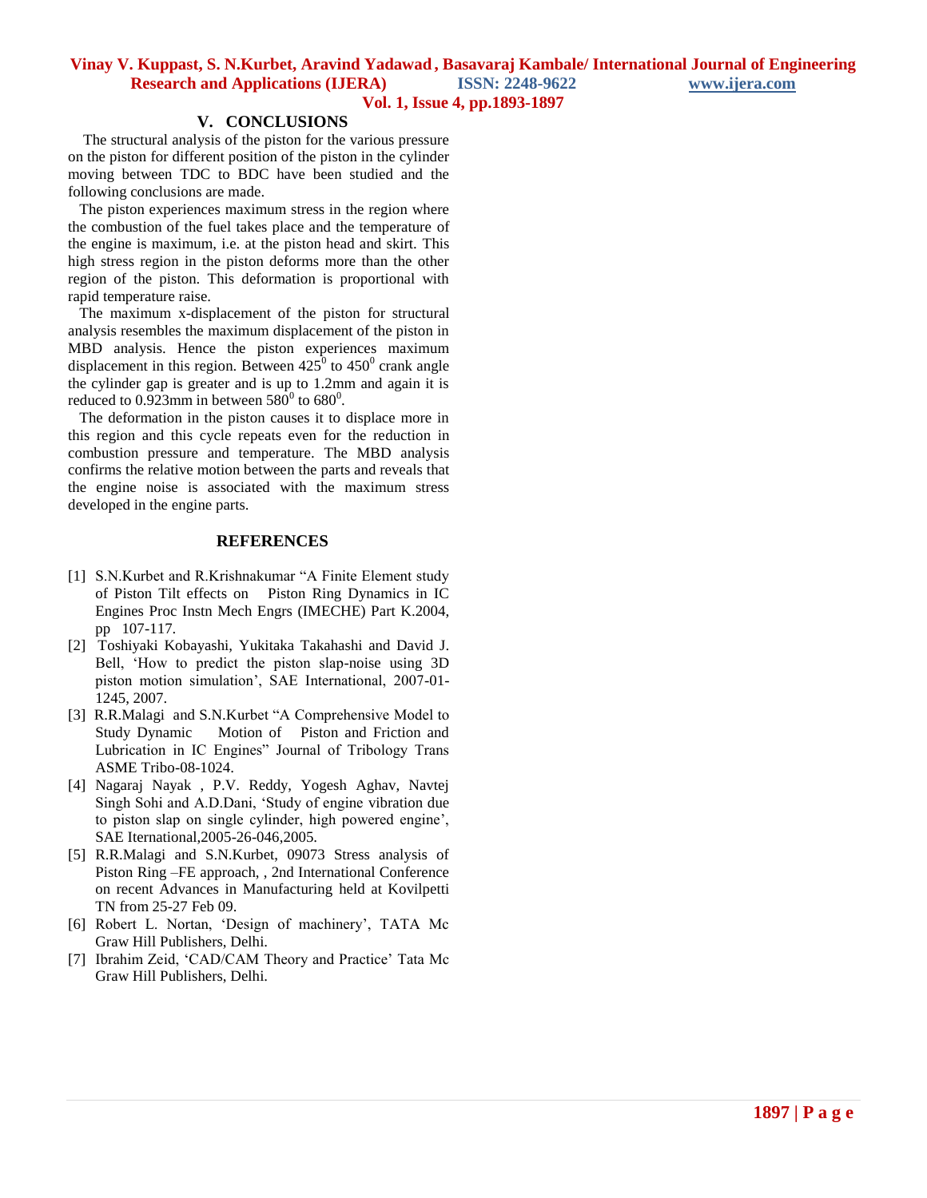## V. CONCLUSIONS

The structural analysis of the piston for the various pressure on the piston for different position of the piston in the cylinder moving between TDC to BDC have been studied and the following conclusions are made.

The piston experiences maximum stress in the region where the combustion of the fuel takes place and the temperature of the engine is maximum, i.e. at the piston head and skirt. This high stress region in the piston deforms more than the other region of the piston. This deformation is proportional with rapid temperature raise.

The maximum x-displacement of the piston for structural analysis resembles the maximum displacement of the piston in MBD analysis. Hence the piston experiences maximum displacement in this region. Between $425^0$ to $450^0$ crank angle the cylinder gap is greater and is up to 1.2mm and again it is reduced to 0.923mm in between $580^0$ to $680^0$.

The deformation in the piston causes it to displace more in this region and this cycle repeats even for the reduction in combustion pressure and temperature. The MBD analysis confirms the relative motion between the parts and reveals that the engine noise is associated with the maximum stress developed in the engine parts.

## REFERENCES

[1] S.N.Kurbet and R.Krishnakumar "A Finite Element study of Piston Tilt effects on Piston Ring Dynamics in IC Engines Proc Instn Mech Engrs (IMECHE) Part K.2004, pp 107-117.

[2] Toshiyaki Kobayashi, Yukitaka Takahashi and David J. Bell, 'How to predict the piston slap-noise using 3D piston motion simulation', SAE International, 2007-01-1245, 2007.

[3] R.R.Malagi and S.N.Kurbet "A Comprehensive Model to Study Dynamic Motion of Piston and Friction and Lubrication in IC Engines" Journal of Tribology Trans ASME Tribo-08-1024.

[4] Nagaraj Nayak , P.V. Reddy, Yogesh Aghav, Navtej Singh Sohi and A.D.Dani, 'Study of engine vibration due to piston slap on single cylinder, high powered engine', SAE Iternational,2005-26-046,2005.

[5] R.R.Malagi and S.N.Kurbet, 09073 Stress analysis of Piston Ring –FE approach, , 2nd International Conference on recent Advances in Manufacturing held at Kovilpetti TN from 25-27 Feb 09.

[6] Robert L. Nortan, 'Design of machinery', TATA Mc Graw Hill Publishers, Delhi.

[7] Ibrahim Zeid, 'CAD/CAM Theory and Practice' Tata Mc Graw Hill Publishers, Delhi.